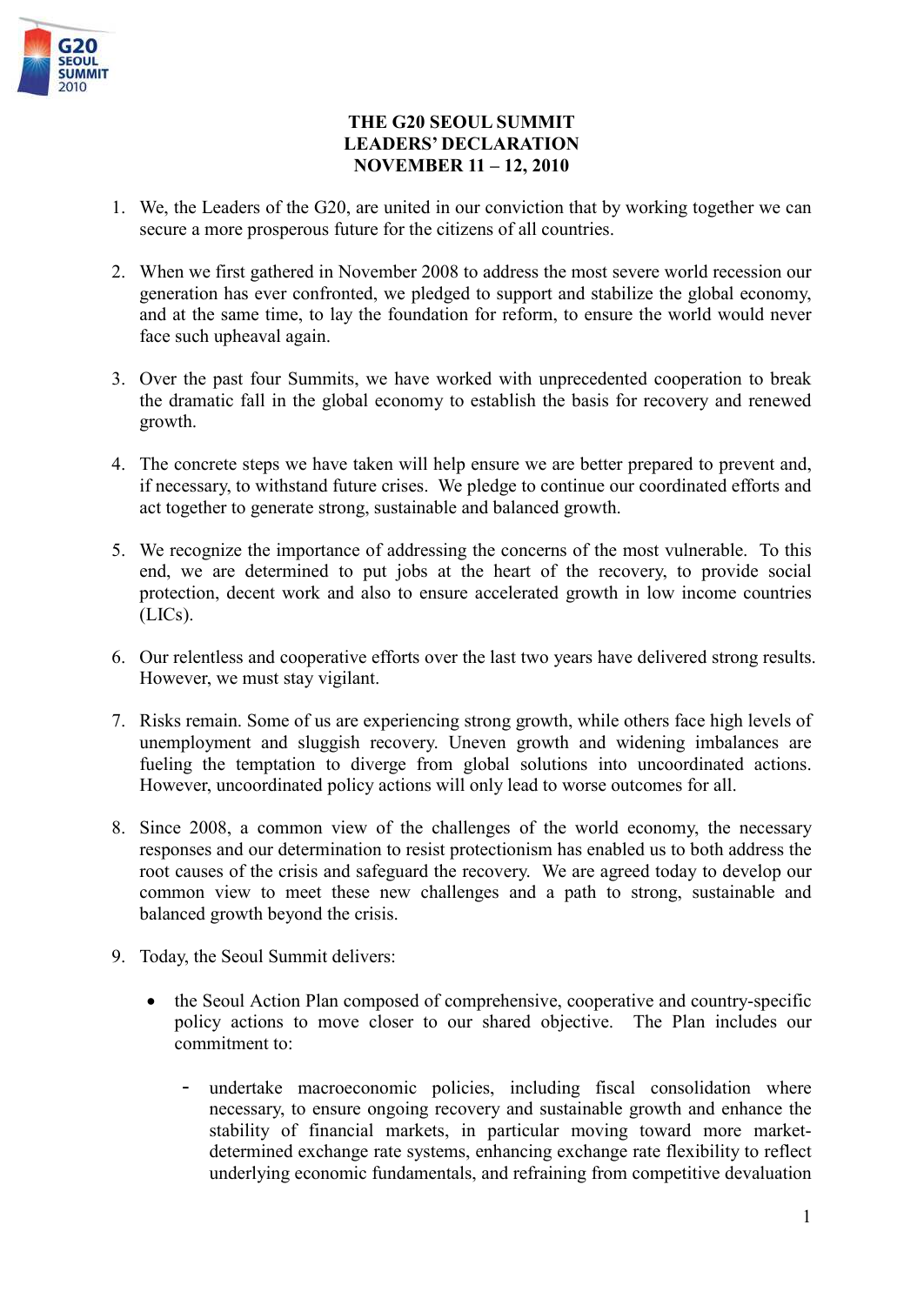# THE G20 SEOUL SUMMIT
# LEADERS' DECLARATION
# NOVEMBER 11 – 12, 2010

1. We, the Leaders of the G20, are united in our conviction that by working together we can secure a more prosperous future for the citizens of all countries.

2. When we first gathered in November 2008 to address the most severe world recession our generation has ever confronted, we pledged to support and stabilize the global economy, and at the same time, to lay the foundation for reform, to ensure the world would never face such upheaval again.

3. Over the past four Summits, we have worked with unprecedented cooperation to break the dramatic fall in the global economy to establish the basis for recovery and renewed growth.

4. The concrete steps we have taken will help ensure we are better prepared to prevent and, if necessary, to withstand future crises. We pledge to continue our coordinated efforts and act together to generate strong, sustainable and balanced growth.

5. We recognize the importance of addressing the concerns of the most vulnerable. To this end, we are determined to put jobs at the heart of the recovery, to provide social protection, decent work and also to ensure accelerated growth in low income countries (LICs).

6. Our relentless and cooperative efforts over the last two years have delivered strong results. However, we must stay vigilant.

7. Risks remain. Some of us are experiencing strong growth, while others face high levels of unemployment and sluggish recovery. Uneven growth and widening imbalances are fueling the temptation to diverge from global solutions into uncoordinated actions. However, uncoordinated policy actions will only lead to worse outcomes for all.

8. Since 2008, a common view of the challenges of the world economy, the necessary responses and our determination to resist protectionism has enabled us to both address the root causes of the crisis and safeguard the recovery. We are agreed today to develop our common view to meet these new challenges and a path to strong, sustainable and balanced growth beyond the crisis.

9. Today, the Seoul Summit delivers:

   - the Seoul Action Plan composed of comprehensive, cooperative and country-specific policy actions to move closer to our shared objective. The Plan includes our commitment to:

     - undertake macroeconomic policies, including fiscal consolidation where necessary, to ensure ongoing recovery and sustainable growth and enhance the stability of financial markets, in particular moving toward more market-determined exchange rate systems, enhancing exchange rate flexibility to reflect underlying economic fundamentals, and refraining from competitive devaluation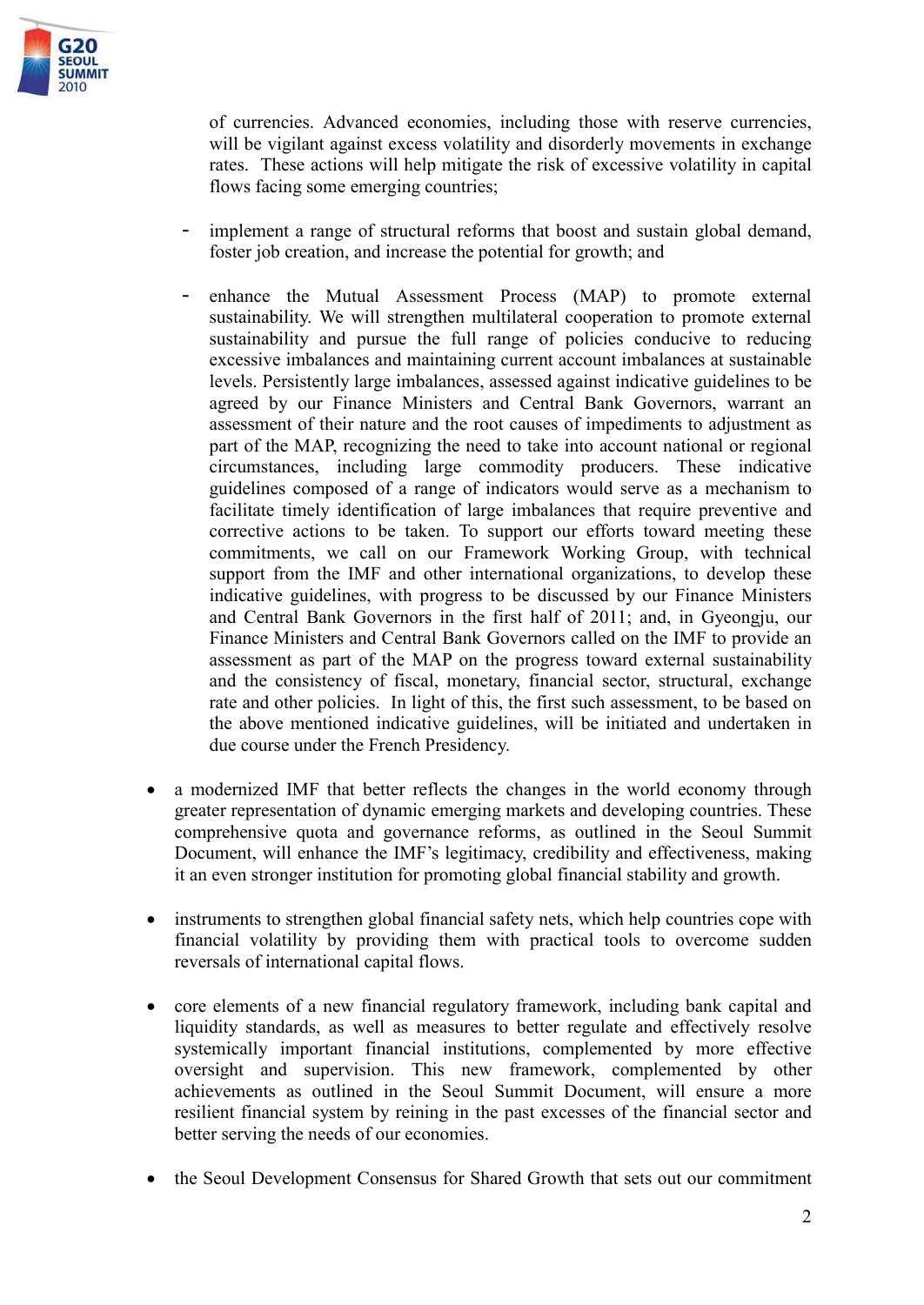of currencies. Advanced economies, including those with reserve currencies, will be vigilant against excess volatility and disorderly movements in exchange rates. These actions will help mitigate the risk of excessive volatility in capital flows facing some emerging countries;

- implement a range of structural reforms that boost and sustain global demand, foster job creation, and increase the potential for growth; and

- enhance the Mutual Assessment Process (MAP) to promote external sustainability. We will strengthen multilateral cooperation to promote external sustainability and pursue the full range of policies conducive to reducing excessive imbalances and maintaining current account imbalances at sustainable levels. Persistently large imbalances, assessed against indicative guidelines to be agreed by our Finance Ministers and Central Bank Governors, warrant an assessment of their nature and the root causes of impediments to adjustment as part of the MAP, recognizing the need to take into account national or regional circumstances, including large commodity producers. These indicative guidelines composed of a range of indicators would serve as a mechanism to facilitate timely identification of large imbalances that require preventive and corrective actions to be taken. To support our efforts toward meeting these commitments, we call on our Framework Working Group, with technical support from the IMF and other international organizations, to develop these indicative guidelines, with progress to be discussed by our Finance Ministers and Central Bank Governors in the first half of 2011; and, in Gyeongju, our Finance Ministers and Central Bank Governors called on the IMF to provide an assessment as part of the MAP on the progress toward external sustainability and the consistency of fiscal, monetary, financial sector, structural, exchange rate and other policies. In light of this, the first such assessment, to be based on the above mentioned indicative guidelines, will be initiated and undertaken in due course under the French Presidency.

- a modernized IMF that better reflects the changes in the world economy through greater representation of dynamic emerging markets and developing countries. These comprehensive quota and governance reforms, as outlined in the Seoul Summit Document, will enhance the IMF's legitimacy, credibility and effectiveness, making it an even stronger institution for promoting global financial stability and growth.

- instruments to strengthen global financial safety nets, which help countries cope with financial volatility by providing them with practical tools to overcome sudden reversals of international capital flows.

- core elements of a new financial regulatory framework, including bank capital and liquidity standards, as well as measures to better regulate and effectively resolve systemically important financial institutions, complemented by more effective oversight and supervision. This new framework, complemented by other achievements as outlined in the Seoul Summit Document, will ensure a more resilient financial system by reining in the past excesses of the financial sector and better serving the needs of our economies.

- the Seoul Development Consensus for Shared Growth that sets out our commitment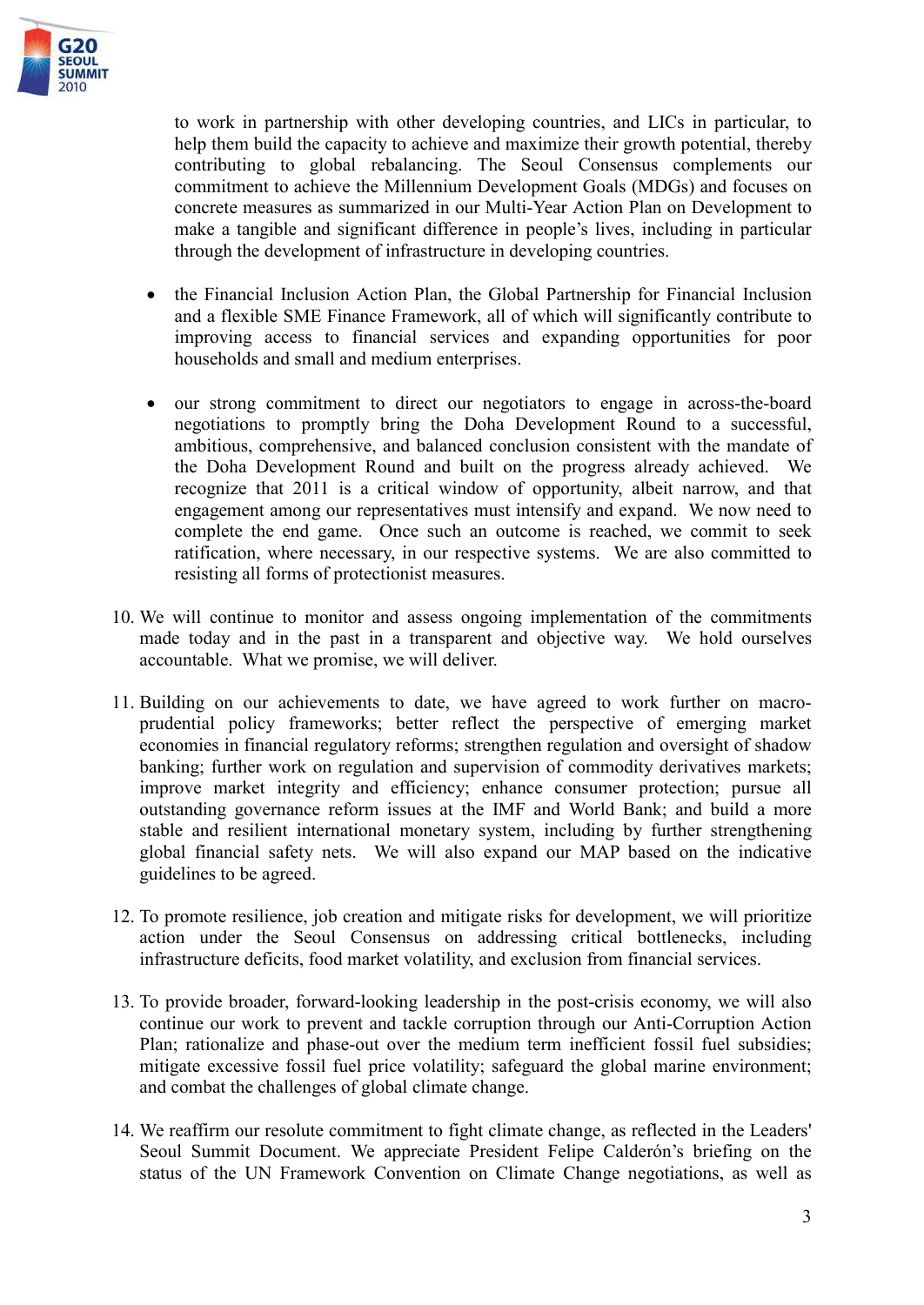to work in partnership with other developing countries, and LICs in particular, to help them build the capacity to achieve and maximize their growth potential, thereby contributing to global rebalancing. The Seoul Consensus complements our commitment to achieve the Millennium Development Goals (MDGs) and focuses on concrete measures as summarized in our Multi-Year Action Plan on Development to make a tangible and significant difference in people's lives, including in particular through the development of infrastructure in developing countries.

- the Financial Inclusion Action Plan, the Global Partnership for Financial Inclusion and a flexible SME Finance Framework, all of which will significantly contribute to improving access to financial services and expanding opportunities for poor households and small and medium enterprises.

- our strong commitment to direct our negotiators to engage in across-the-board negotiations to promptly bring the Doha Development Round to a successful, ambitious, comprehensive, and balanced conclusion consistent with the mandate of the Doha Development Round and built on the progress already achieved. We recognize that 2011 is a critical window of opportunity, albeit narrow, and that engagement among our representatives must intensify and expand. We now need to complete the end game. Once such an outcome is reached, we commit to seek ratification, where necessary, in our respective systems. We are also committed to resisting all forms of protectionist measures.

10. We will continue to monitor and assess ongoing implementation of the commitments made today and in the past in a transparent and objective way. We hold ourselves accountable. What we promise, we will deliver.

11. Building on our achievements to date, we have agreed to work further on macro-prudential policy frameworks; better reflect the perspective of emerging market economies in financial regulatory reforms; strengthen regulation and oversight of shadow banking; further work on regulation and supervision of commodity derivatives markets; improve market integrity and efficiency; enhance consumer protection; pursue all outstanding governance reform issues at the IMF and World Bank; and build a more stable and resilient international monetary system, including by further strengthening global financial safety nets. We will also expand our MAP based on the indicative guidelines to be agreed.

12. To promote resilience, job creation and mitigate risks for development, we will prioritize action under the Seoul Consensus on addressing critical bottlenecks, including infrastructure deficits, food market volatility, and exclusion from financial services.

13. To provide broader, forward-looking leadership in the post-crisis economy, we will also continue our work to prevent and tackle corruption through our Anti-Corruption Action Plan; rationalize and phase-out over the medium term inefficient fossil fuel subsidies; mitigate excessive fossil fuel price volatility; safeguard the global marine environment; and combat the challenges of global climate change.

14. We reaffirm our resolute commitment to fight climate change, as reflected in the Leaders' Seoul Summit Document. We appreciate President Felipe Calderón's briefing on the status of the UN Framework Convention on Climate Change negotiations, as well as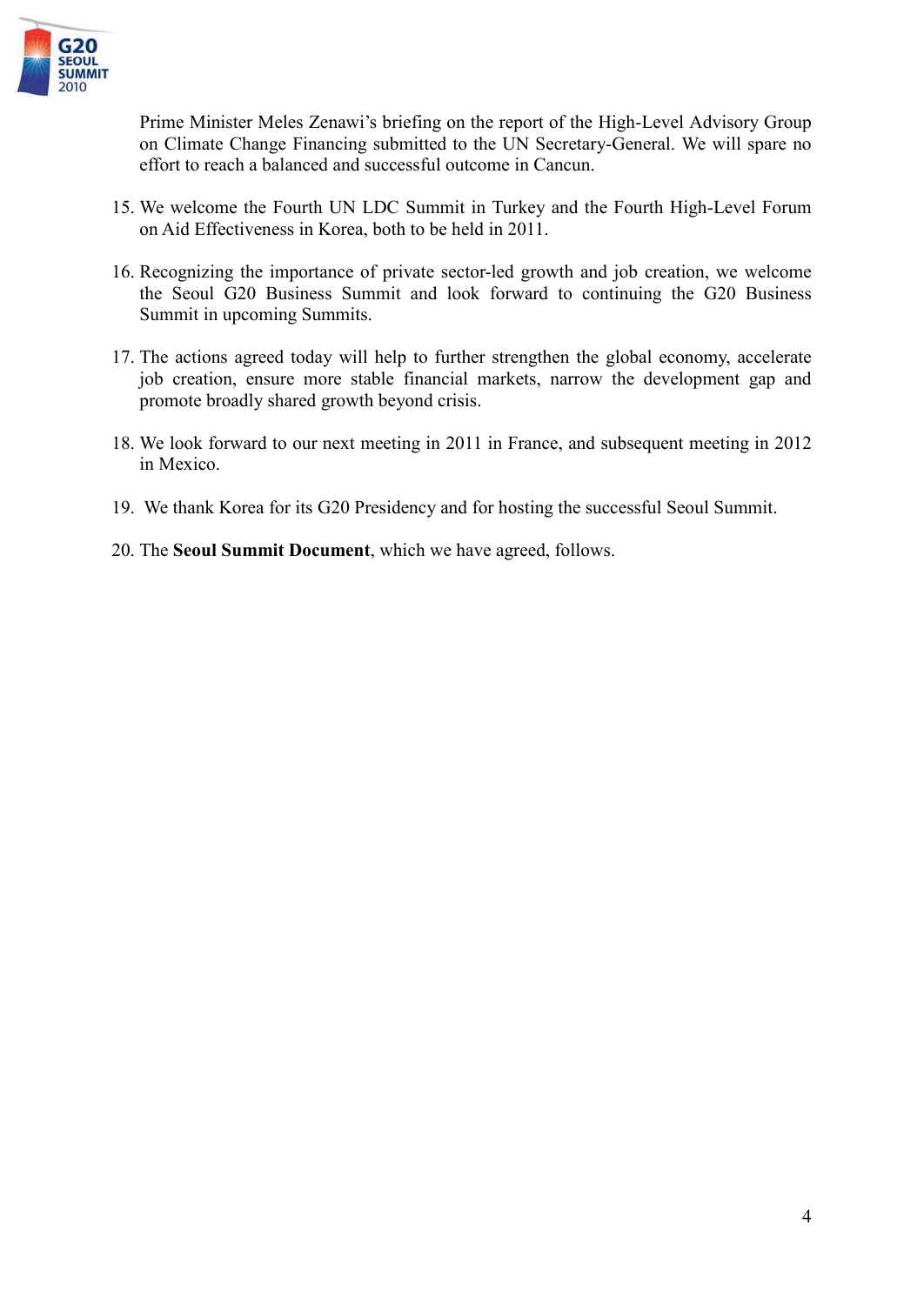Prime Minister Meles Zenawi's briefing on the report of the High-Level Advisory Group on Climate Change Financing submitted to the UN Secretary-General. We will spare no effort to reach a balanced and successful outcome in Cancun.

15. We welcome the Fourth UN LDC Summit in Turkey and the Fourth High-Level Forum on Aid Effectiveness in Korea, both to be held in 2011.

16. Recognizing the importance of private sector-led growth and job creation, we welcome the Seoul G20 Business Summit and look forward to continuing the G20 Business Summit in upcoming Summits.

17. The actions agreed today will help to further strengthen the global economy, accelerate job creation, ensure more stable financial markets, narrow the development gap and promote broadly shared growth beyond crisis.

18. We look forward to our next meeting in 2011 in France, and subsequent meeting in 2012 in Mexico.

19. We thank Korea for its G20 Presidency and for hosting the successful Seoul Summit.

20. The **Seoul Summit Document**, which we have agreed, follows.